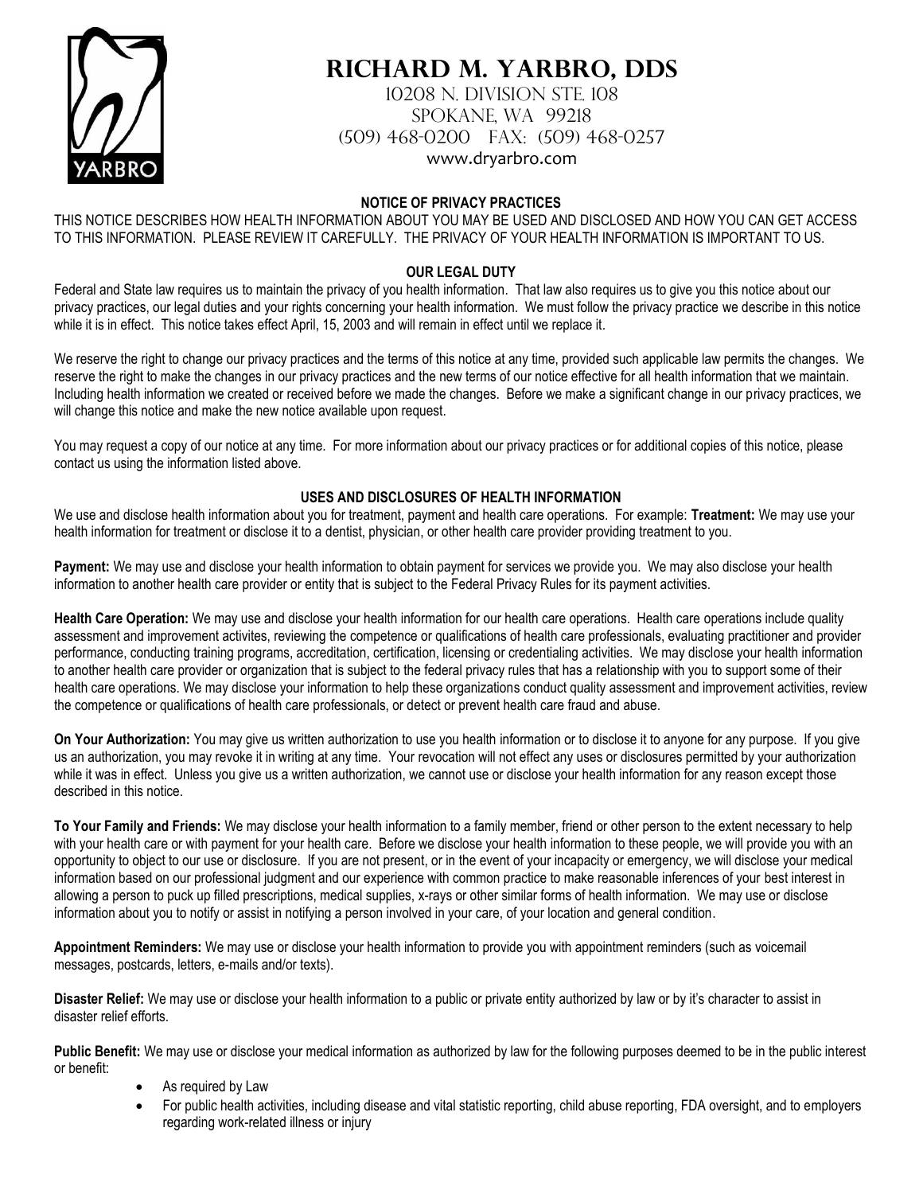# Richard M. Yarbro, DDS

10208 N. Division Ste. 108
Spokane, WA 99218
(509) 468-0200 Fax: (509) 468-0257
www.dryarbro.com

## NOTICE OF PRIVACY PRACTICES

THIS NOTICE DESCRIBES HOW HEALTH INFORMATION ABOUT YOU MAY BE USED AND DISCLOSED AND HOW YOU CAN GET ACCESS TO THIS INFORMATION. PLEASE REVIEW IT CAREFULLY. THE PRIVACY OF YOUR HEALTH INFORMATION IS IMPORTANT TO US.

### OUR LEGAL DUTY

Federal and State law requires us to maintain the privacy of you health information. That law also requires us to give you this notice about our privacy practices, our legal duties and your rights concerning your health information. We must follow the privacy practice we describe in this notice while it is in effect. This notice takes effect April, 15, 2003 and will remain in effect until we replace it.

We reserve the right to change our privacy practices and the terms of this notice at any time, provided such applicable law permits the changes. We reserve the right to make the changes in our privacy practices and the new terms of our notice effective for all health information that we maintain. Including health information we created or received before we made the changes. Before we make a significant change in our privacy practices, we will change this notice and make the new notice available upon request.

You may request a copy of our notice at any time. For more information about our privacy practices or for additional copies of this notice, please contact us using the information listed above.

### USES AND DISCLOSURES OF HEALTH INFORMATION

We use and disclose health information about you for treatment, payment and health care operations. For example: **Treatment:** We may use your health information for treatment or disclose it to a dentist, physician, or other health care provider providing treatment to you.

**Payment:** We may use and disclose your health information to obtain payment for services we provide you. We may also disclose your health information to another health care provider or entity that is subject to the Federal Privacy Rules for its payment activities.

**Health Care Operation:** We may use and disclose your health information for our health care operations. Health care operations include quality assessment and improvement activites, reviewing the competence or qualifications of health care professionals, evaluating practitioner and provider performance, conducting training programs, accreditation, certification, licensing or credentialing activities. We may disclose your health information to another health care provider or organization that is subject to the federal privacy rules that has a relationship with you to support some of their health care operations. We may disclose your information to help these organizations conduct quality assessment and improvement activities, review the competence or qualifications of health care professionals, or detect or prevent health care fraud and abuse.

**On Your Authorization:** You may give us written authorization to use you health information or to disclose it to anyone for any purpose. If you give us an authorization, you may revoke it in writing at any time. Your revocation will not effect any uses or disclosures permitted by your authorization while it was in effect. Unless you give us a written authorization, we cannot use or disclose your health information for any reason except those described in this notice.

**To Your Family and Friends:** We may disclose your health information to a family member, friend or other person to the extent necessary to help with your health care or with payment for your health care. Before we disclose your health information to these people, we will provide you with an opportunity to object to our use or disclosure. If you are not present, or in the event of your incapacity or emergency, we will disclose your medical information based on our professional judgment and our experience with common practice to make reasonable inferences of your best interest in allowing a person to puck up filled prescriptions, medical supplies, x-rays or other similar forms of health information. We may use or disclose information about you to notify or assist in notifying a person involved in your care, of your location and general condition.

**Appointment Reminders:** We may use or disclose your health information to provide you with appointment reminders (such as voicemail messages, postcards, letters, e-mails and/or texts).

**Disaster Relief:** We may use or disclose your health information to a public or private entity authorized by law or by it's character to assist in disaster relief efforts.

**Public Benefit:** We may use or disclose your medical information as authorized by law for the following purposes deemed to be in the public interest or benefit:

- As required by Law
- For public health activities, including disease and vital statistic reporting, child abuse reporting, FDA oversight, and to employers regarding work-related illness or injury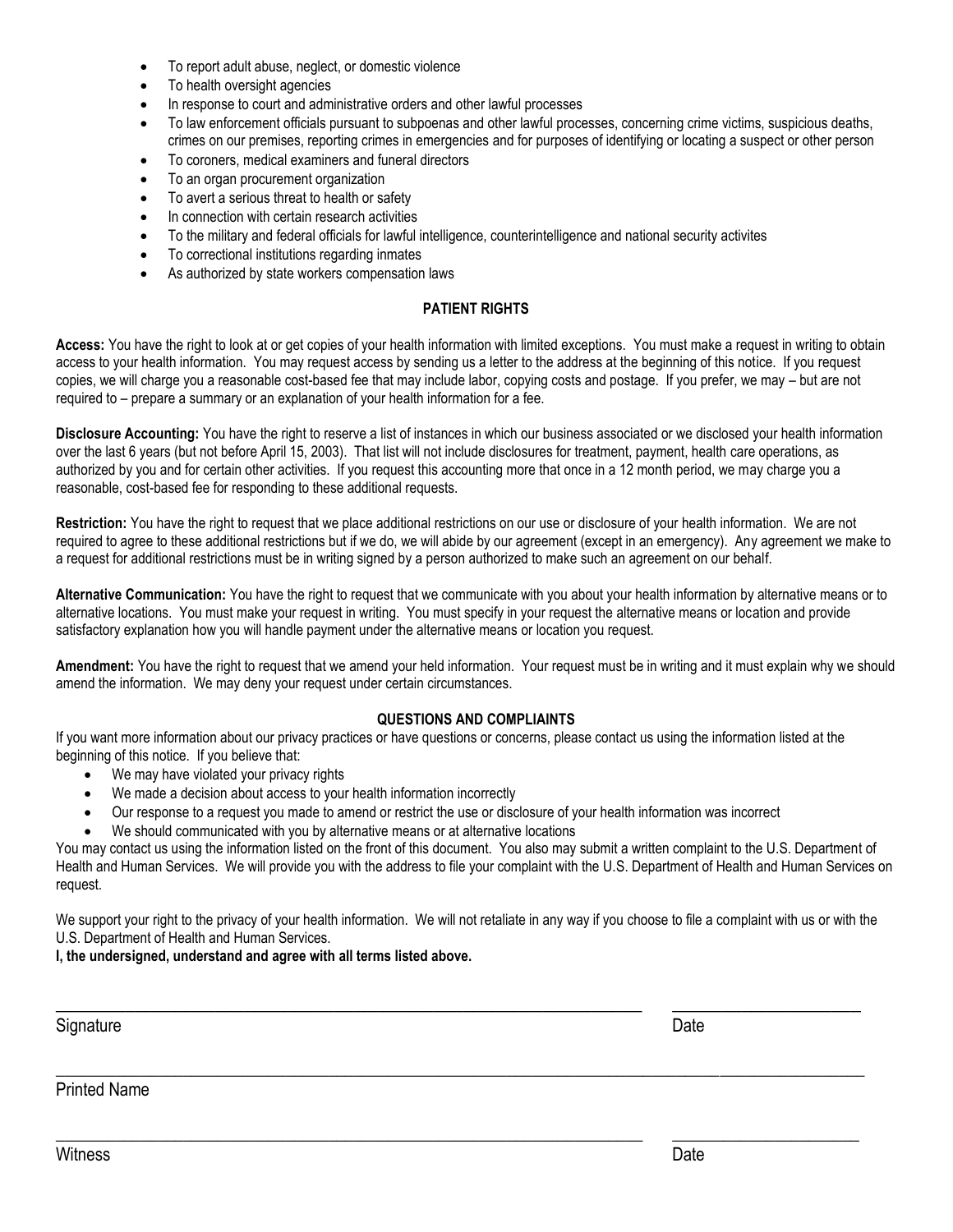- To report adult abuse, neglect, or domestic violence
- To health oversight agencies
- In response to court and administrative orders and other lawful processes
- To law enforcement officials pursuant to subpoenas and other lawful processes, concerning crime victims, suspicious deaths, crimes on our premises, reporting crimes in emergencies and for purposes of identifying or locating a suspect or other person
- To coroners, medical examiners and funeral directors
- To an organ procurement organization
- To avert a serious threat to health or safety
- In connection with certain research activities
- To the military and federal officials for lawful intelligence, counterintelligence and national security activites
- To correctional institutions regarding inmates
- As authorized by state workers compensation laws

## PATIENT RIGHTS

**Access:** You have the right to look at or get copies of your health information with limited exceptions. You must make a request in writing to obtain access to your health information. You may request access by sending us a letter to the address at the beginning of this notice. If you request copies, we will charge you a reasonable cost-based fee that may include labor, copying costs and postage. If you prefer, we may – but are not required to – prepare a summary or an explanation of your health information for a fee.

**Disclosure Accounting:** You have the right to reserve a list of instances in which our business associated or we disclosed your health information over the last 6 years (but not before April 15, 2003). That list will not include disclosures for treatment, payment, health care operations, as authorized by you and for certain other activities. If you request this accounting more that once in a 12 month period, we may charge you a reasonable, cost-based fee for responding to these additional requests.

**Restriction:** You have the right to request that we place additional restrictions on our use or disclosure of your health information. We are not required to agree to these additional restrictions but if we do, we will abide by our agreement (except in an emergency). Any agreement we make to a request for additional restrictions must be in writing signed by a person authorized to make such an agreement on our behalf.

**Alternative Communication:** You have the right to request that we communicate with you about your health information by alternative means or to alternative locations. You must make your request in writing. You must specify in your request the alternative means or location and provide satisfactory explanation how you will handle payment under the alternative means or location you request.

**Amendment:** You have the right to request that we amend your held information. Your request must be in writing and it must explain why we should amend the information. We may deny your request under certain circumstances.

## QUESTIONS AND COMPLIAINTS

If you want more information about our privacy practices or have questions or concerns, please contact us using the information listed at the beginning of this notice. If you believe that:

- We may have violated your privacy rights
- We made a decision about access to your health information incorrectly
- Our response to a request you made to amend or restrict the use or disclosure of your health information was incorrect
- We should communicated with you by alternative means or at alternative locations

You may contact us using the information listed on the front of this document. You also may submit a written complaint to the U.S. Department of Health and Human Services. We will provide you with the address to file your complaint with the U.S. Department of Health and Human Services on request.

We support your right to the privacy of your health information. We will not retaliate in any way if you choose to file a complaint with us or with the U.S. Department of Health and Human Services.

**I, the undersigned, understand and agree with all terms listed above.**

______________________________________________ ____________________

Signature Date

______________________________________________________________________

Printed Name

______________________________________________ ____________________

Witness Date